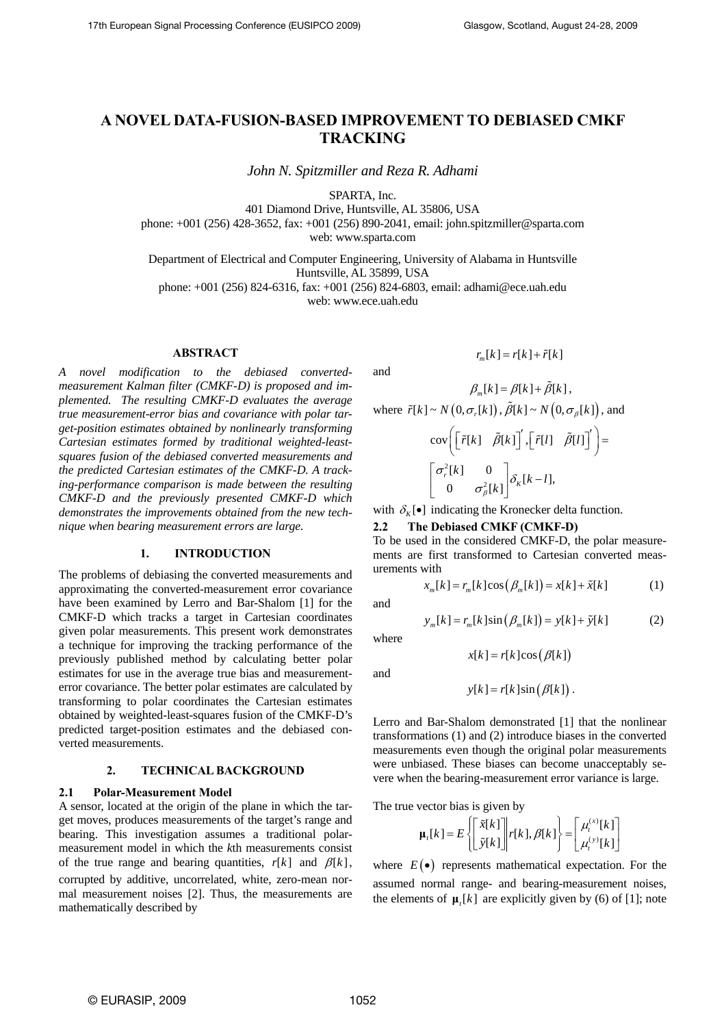# A NOVEL DATA-FUSION-BASED IMPROVEMENT TO DEBIASED CMKF TRACKING

*John N. Spitzmiller and Reza R. Adhami*

SPARTA, Inc.
401 Diamond Drive, Huntsville, AL 35806, USA
phone: +001 (256) 428-3652, fax: +001 (256) 890-2041, email: john.spitzmiller@sparta.com
web: www.sparta.com

Department of Electrical and Computer Engineering, University of Alabama in Huntsville
Huntsville, AL 35899, USA
phone: +001 (256) 824-6316, fax: +001 (256) 824-6803, email: adhami@ece.uah.edu
web: www.ece.uah.edu

## ABSTRACT

*A novel modification to the debiased converted-measurement Kalman filter (CMKF-D) is proposed and implemented. The resulting CMKF-D evaluates the average true measurement-error bias and covariance with polar target-position estimates obtained by nonlinearly transforming Cartesian estimates formed by traditional weighted-least-squares fusion of the debiased converted measurements and the predicted Cartesian estimates of the CMKF-D. A tracking-performance comparison is made between the resulting CMKF-D and the previously presented CMKF-D which demonstrates the improvements obtained from the new technique when bearing measurement errors are large.*

## 1. INTRODUCTION

The problems of debiasing the converted measurements and approximating the converted-measurement error covariance have been examined by Lerro and Bar-Shalom [1] for the CMKF-D which tracks a target in Cartesian coordinates given polar measurements. This present work demonstrates a technique for improving the tracking performance of the previously published method by calculating better polar estimates for use in the average true bias and measurement-error covariance. The better polar estimates are calculated by transforming to polar coordinates the Cartesian estimates obtained by weighted-least-squares fusion of the CMKF-D's predicted target-position estimates and the debiased converted measurements.

## 2. TECHNICAL BACKGROUND

### 2.1 Polar-Measurement Model

A sensor, located at the origin of the plane in which the target moves, produces measurements of the target's range and bearing. This investigation assumes a traditional polar-measurement model in which the *k*th measurements consist of the true range and bearing quantities, $r[k]$ and $\beta[k]$, corrupted by additive, uncorrelated, white, zero-mean normal measurement noises [2]. Thus, the measurements are mathematically described by

$$r_m[k] = r[k] + \tilde{r}[k]$$

and

$$\beta_m[k] = \beta[k] + \tilde{\beta}[k],$$

where $\tilde{r}[k] \sim N\left(0, \sigma_r[k]\right)$, $\tilde{\beta}[k] \sim N\left(0, \sigma_\beta[k]\right)$, and

$$\text{cov}\left(\begin{bmatrix} \tilde{r}[k] & \tilde{\beta}[k] \end{bmatrix}', \begin{bmatrix} \tilde{r}[l] & \tilde{\beta}[l] \end{bmatrix}'\right) = \begin{bmatrix} \sigma_r^2[k] & 0 \\ 0 & \sigma_\beta^2[k] \end{bmatrix} \delta_K[k-l],$$

with $\delta_K[\bullet]$ indicating the Kronecker delta function.

### 2.2 The Debiased CMKF (CMKF-D)

To be used in the considered CMKF-D, the polar measurements are first transformed to Cartesian converted measurements with

$$x_m[k] = r_m[k]\cos\left(\beta_m[k]\right) = x[k] + \tilde{x}[k] \tag{1}$$

and

$$y_m[k] = r_m[k]\sin\left(\beta_m[k]\right) = y[k] + \tilde{y}[k] \tag{2}$$

where

$$x[k] = r[k]\cos\left(\beta[k]\right)$$

and

$$y[k] = r[k]\sin\left(\beta[k]\right).$$

Lerro and Bar-Shalom demonstrated [1] that the nonlinear transformations (1) and (2) introduce biases in the converted measurements even though the original polar measurements were unbiased. These biases can become unacceptably severe when the bearing-measurement error variance is large.

The true vector bias is given by

$$\boldsymbol{\mu}_t[k] = E\left\{\begin{bmatrix} \tilde{x}[k] \\ \tilde{y}[k] \end{bmatrix} \middle| r[k], \beta[k]\right\} = \begin{bmatrix} \mu_t^{(x)}[k] \\ \mu_t^{(y)}[k] \end{bmatrix}$$

where $E(\bullet)$ represents mathematical expectation. For the assumed normal range- and bearing-measurement noises, the elements of $\boldsymbol{\mu}_t[k]$ are explicitly given by (6) of [1]; note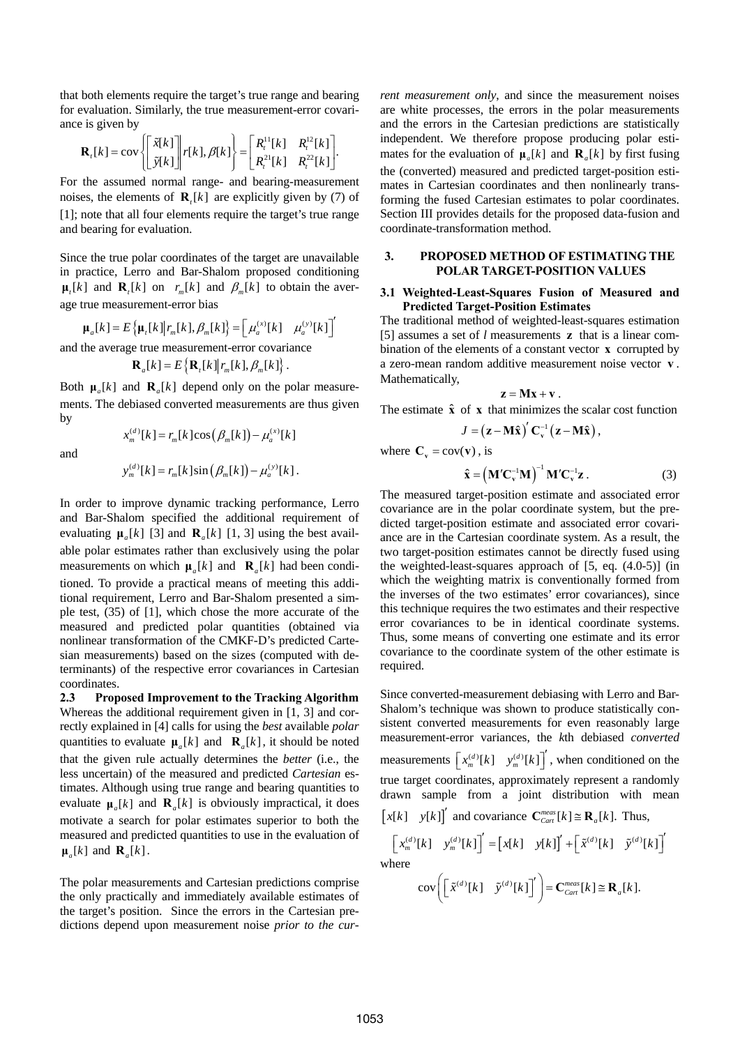that both elements require the target's true range and bearing for evaluation. Similarly, the true measurement-error covariance is given by

$$\mathbf{R}_t[k] = \text{cov}\left\{ \begin{bmatrix} \tilde{x}[k] \\ \tilde{y}[k] \end{bmatrix} \middle| r[k], \beta[k] \right\} = \begin{bmatrix} R_t^{11}[k] & R_t^{12}[k] \\ R_t^{21}[k] & R_t^{22}[k] \end{bmatrix}.$$

For the assumed normal range- and bearing-measurement noises, the elements of $\mathbf{R}_t[k]$ are explicitly given by (7) of [1]; note that all four elements require the target's true range and bearing for evaluation.

Since the true polar coordinates of the target are unavailable in practice, Lerro and Bar-Shalom proposed conditioning $\boldsymbol{\mu}_t[k]$ and $\mathbf{R}_t[k]$ on $r_m[k]$ and $\beta_m[k]$ to obtain the average true measurement-error bias

$$\boldsymbol{\mu}_a[k] = E\left\{ \boldsymbol{\mu}_t[k] \middle| r_m[k], \beta_m[k] \right\} = \begin{bmatrix} \mu_a^{(x)}[k] & \mu_a^{(y)}[k] \end{bmatrix}'$$

and the average true measurement-error covariance

$$\mathbf{R}_a[k] = E\left\{ \mathbf{R}_t[k] \middle| r_m[k], \beta_m[k] \right\}.$$

Both $\boldsymbol{\mu}_a[k]$ and $\mathbf{R}_a[k]$ depend only on the polar measurements. The debiased converted measurements are thus given by

$$x_m^{(d)}[k] = r_m[k]\cos\left(\beta_m[k]\right) - \mu_a^{(x)}[k]$$

and

$$y_m^{(d)}[k] = r_m[k]\sin\left(\beta_m[k]\right) - \mu_a^{(y)}[k].$$

In order to improve dynamic tracking performance, Lerro and Bar-Shalom specified the additional requirement of evaluating $\boldsymbol{\mu}_a[k]$ [3] and $\mathbf{R}_a[k]$ [1, 3] using the best available polar estimates rather than exclusively using the polar measurements on which $\boldsymbol{\mu}_a[k]$ and $\mathbf{R}_a[k]$ had been conditioned. To provide a practical means of meeting this additional requirement, Lerro and Bar-Shalom presented a simple test, (35) of [1], which chose the more accurate of the measured and predicted polar quantities (obtained via nonlinear transformation of the CMKF-D's predicted Cartesian measurements) based on the sizes (computed with determinants) of the respective error covariances in Cartesian coordinates.

### 2.3 Proposed Improvement to the Tracking Algorithm

Whereas the additional requirement given in [1, 3] and correctly explained in [4] calls for using the *best* available *polar* quantities to evaluate $\boldsymbol{\mu}_a[k]$ and $\mathbf{R}_a[k]$, it should be noted that the given rule actually determines the *better* (i.e., the less uncertain) of the measured and predicted *Cartesian* estimates. Although using true range and bearing quantities to evaluate $\boldsymbol{\mu}_a[k]$ and $\mathbf{R}_a[k]$ is obviously impractical, it does motivate a search for polar estimates superior to both the measured and predicted quantities to use in the evaluation of $\boldsymbol{\mu}_a[k]$ and $\mathbf{R}_a[k]$.

The polar measurements and Cartesian predictions comprise the only practically and immediately available estimates of the target's position. Since the errors in the Cartesian predictions depend upon measurement noise *prior to the current measurement only*, and since the measurement noises are white processes, the errors in the polar measurements and the errors in the Cartesian predictions are statistically independent. We therefore propose producing polar estimates for the evaluation of $\boldsymbol{\mu}_a[k]$ and $\mathbf{R}_a[k]$ by first fusing the (converted) measured and predicted target-position estimates in Cartesian coordinates and then nonlinearly transforming the fused Cartesian estimates to polar coordinates. Section III provides details for the proposed data-fusion and coordinate-transformation method.

## 3. PROPOSED METHOD OF ESTIMATING THE POLAR TARGET-POSITION VALUES

### 3.1 Weighted-Least-Squares Fusion of Measured and Predicted Target-Position Estimates

The traditional method of weighted-least-squares estimation [5] assumes a set of $l$ measurements $\mathbf{z}$ that is a linear combination of the elements of a constant vector $\mathbf{x}$ corrupted by a zero-mean random additive measurement noise vector $\mathbf{v}$. Mathematically,

$$\mathbf{z} = \mathbf{M}\mathbf{x} + \mathbf{v}.$$

The estimate $\hat{\mathbf{x}}$ of $\mathbf{x}$ that minimizes the scalar cost function

$$J = \left(\mathbf{z} - \mathbf{M}\hat{\mathbf{x}}\right)' \mathbf{C}_\mathbf{v}^{-1} \left(\mathbf{z} - \mathbf{M}\hat{\mathbf{x}}\right),$$

where $\mathbf{C}_\mathbf{v} = \text{cov}(\mathbf{v})$, is

$$\hat{\mathbf{x}} = \left(\mathbf{M}'\mathbf{C}_\mathbf{v}^{-1}\mathbf{M}\right)^{-1} \mathbf{M}'\mathbf{C}_\mathbf{v}^{-1}\mathbf{z}. \quad (3)$$

The measured target-position estimate and associated error covariance are in the polar coordinate system, but the predicted target-position estimate and associated error covariance are in the Cartesian coordinate system. As a result, the two target-position estimates cannot be directly fused using the weighted-least-squares approach of [5, eq. (4.0-5)] (in which the weighting matrix is conventionally formed from the inverses of the two estimates' error covariances), since this technique requires the two estimates and their respective error covariances to be in identical coordinate systems. Thus, some means of converting one estimate and its error covariance to the coordinate system of the other estimate is required.

Since converted-measurement debiasing with Lerro and Bar-Shalom's technique was shown to produce statistically consistent converted measurements for even reasonably large measurement-error variances, the $k$th debiased *converted* measurements $\begin{bmatrix} x_m^{(d)}[k] & y_m^{(d)}[k] \end{bmatrix}'$, when conditioned on the true target coordinates, approximately represent a randomly drawn sample from a joint distribution with mean $\begin{bmatrix} x[k] & y[k] \end{bmatrix}'$ and covariance $\mathbf{C}_{Cart}^{meas}[k] \cong \mathbf{R}_a[k]$. Thus,

$$\begin{bmatrix} x_m^{(d)}[k] & y_m^{(d)}[k] \end{bmatrix}' = \begin{bmatrix} x[k] & y[k] \end{bmatrix}' + \begin{bmatrix} \tilde{x}^{(d)}[k] & \tilde{y}^{(d)}[k] \end{bmatrix}'$$

where

$$\text{cov}\left( \begin{bmatrix} \tilde{x}^{(d)}[k] & \tilde{y}^{(d)}[k] \end{bmatrix}' \right) = \mathbf{C}_{Cart}^{meas}[k] \cong \mathbf{R}_a[k].$$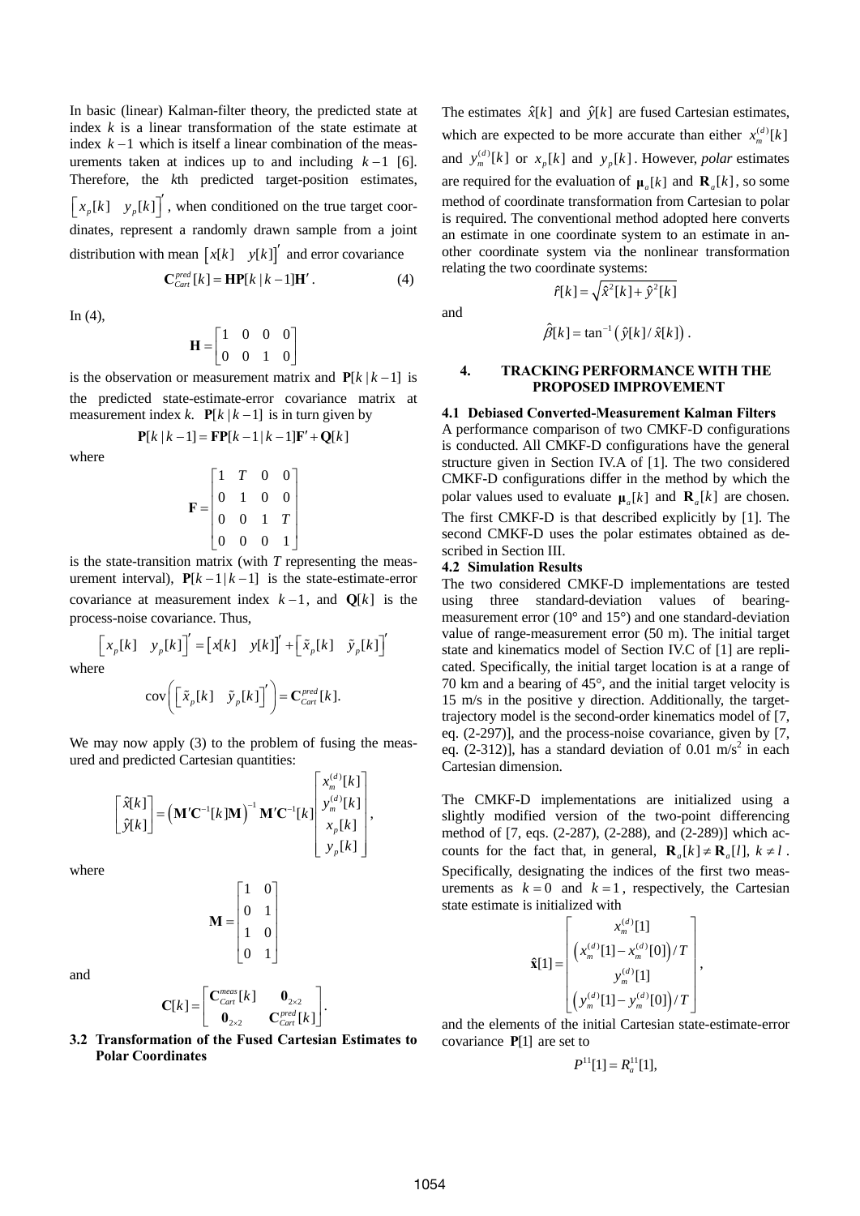In basic (linear) Kalman-filter theory, the predicted state at index $k$ is a linear transformation of the state estimate at index $k-1$ which is itself a linear combination of the measurements taken at indices up to and including $k-1$ [6]. Therefore, the $k$th predicted target-position estimates, $\left[x_p[k] \quad y_p[k]\right]'$, when conditioned on the true target coordinates, represent a randomly drawn sample from a joint distribution with mean $\left[x[k] \quad y[k]\right]'$ and error covariance

$$\mathbf{C}_{Cart}^{pred}[k] = \mathbf{H}\mathbf{P}[k\,|\,k-1]\mathbf{H}'. \tag{4}$$

In (4),

$$\mathbf{H} = \begin{bmatrix} 1 & 0 & 0 & 0 \\ 0 & 0 & 1 & 0 \end{bmatrix}$$

is the observation or measurement matrix and $\mathbf{P}[k\,|\,k-1]$ is the predicted state-estimate-error covariance matrix at measurement index $k$. $\mathbf{P}[k\,|\,k-1]$ is in turn given by

$$\mathbf{P}[k\,|\,k-1] = \mathbf{F}\mathbf{P}[k-1\,|\,k-1]\mathbf{F}' + \mathbf{Q}[k]$$

where

$$\mathbf{F} = \begin{bmatrix} 1 & T & 0 & 0 \\ 0 & 1 & 0 & 0 \\ 0 & 0 & 1 & T \\ 0 & 0 & 0 & 1 \end{bmatrix}$$

is the state-transition matrix (with $T$ representing the measurement interval), $\mathbf{P}[k-1\,|\,k-1]$ is the state-estimate-error covariance at measurement index $k-1$, and $\mathbf{Q}[k]$ is the process-noise covariance. Thus,

$$\left[x_p[k] \quad y_p[k]\right]' = \left[x[k] \quad y[k]\right]' + \left[\tilde{x}_p[k] \quad \tilde{y}_p[k]\right]'$$

where

$$\operatorname{cov}\left(\left[\tilde{x}_p[k] \quad \tilde{y}_p[k]\right]'\right) = \mathbf{C}_{Cart}^{pred}[k].$$

We may now apply (3) to the problem of fusing the measured and predicted Cartesian quantities:

$$\begin{bmatrix} \hat{x}[k] \\ \hat{y}[k] \end{bmatrix} = \left(\mathbf{M}'\mathbf{C}^{-1}[k]\mathbf{M}\right)^{-1}\mathbf{M}'\mathbf{C}^{-1}[k]\begin{bmatrix} x_m^{(d)}[k] \\ y_m^{(d)}[k] \\ x_p[k] \\ y_p[k] \end{bmatrix},$$

where

$$\mathbf{M} = \begin{bmatrix} 1 & 0 \\ 0 & 1 \\ 1 & 0 \\ 0 & 1 \end{bmatrix}$$

and

$$\mathbf{C}[k] = \begin{bmatrix} \mathbf{C}_{Cart}^{meas}[k] & \mathbf{0}_{2\times 2} \\ \mathbf{0}_{2\times 2} & \mathbf{C}_{Cart}^{pred}[k] \end{bmatrix}.$$

### 3.2 Transformation of the Fused Cartesian Estimates to Polar Coordinates

The estimates $\hat{x}[k]$ and $\hat{y}[k]$ are fused Cartesian estimates, which are expected to be more accurate than either $x_m^{(d)}[k]$ and $y_m^{(d)}[k]$ or $x_p[k]$ and $y_p[k]$. However, *polar* estimates are required for the evaluation of $\boldsymbol{\mu}_a[k]$ and $\mathbf{R}_a[k]$, so some method of coordinate transformation from Cartesian to polar is required. The conventional method adopted here converts an estimate in one coordinate system to an estimate in another coordinate system via the nonlinear transformation relating the two coordinate systems:

$$\hat{r}[k] = \sqrt{\hat{x}^2[k] + \hat{y}^2[k]}$$

and

$$\hat{\beta}[k] = \tan^{-1}\left(\hat{y}[k]/\hat{x}[k]\right).$$

## 4. TRACKING PERFORMANCE WITH THE PROPOSED IMPROVEMENT

### 4.1 Debiased Converted-Measurement Kalman Filters

A performance comparison of two CMKF-D configurations is conducted. All CMKF-D configurations have the general structure given in Section IV.A of [1]. The two considered CMKF-D configurations differ in the method by which the polar values used to evaluate $\boldsymbol{\mu}_a[k]$ and $\mathbf{R}_a[k]$ are chosen. The first CMKF-D is that described explicitly by [1]. The second CMKF-D uses the polar estimates obtained as described in Section III.

### 4.2 Simulation Results

The two considered CMKF-D implementations are tested using three standard-deviation values of bearing-measurement error (10° and 15°) and one standard-deviation value of range-measurement error (50 m). The initial target state and kinematics model of Section IV.C of [1] are replicated. Specifically, the initial target location is at a range of 70 km and a bearing of 45°, and the initial target velocity is 15 m/s in the positive y direction. Additionally, the target-trajectory model is the second-order kinematics model of [7, eq. (2-297)], and the process-noise covariance, given by [7, eq. (2-312)], has a standard deviation of 0.01 m/s$^2$ in each Cartesian dimension.

The CMKF-D implementations are initialized using a slightly modified version of the two-point differencing method of [7, eqs. (2-287), (2-288), and (2-289)] which accounts for the fact that, in general, $\mathbf{R}_a[k] \neq \mathbf{R}_a[l],\ k \neq l$. Specifically, designating the indices of the first two measurements as $k=0$ and $k=1$, respectively, the Cartesian state estimate is initialized with

$$\hat{\mathbf{x}}[1] = \begin{bmatrix} x_m^{(d)}[1] \\ \left(x_m^{(d)}[1] - x_m^{(d)}[0]\right)/T \\ y_m^{(d)}[1] \\ \left(y_m^{(d)}[1] - y_m^{(d)}[0]\right)/T \end{bmatrix},$$

and the elements of the initial Cartesian state-estimate-error covariance $\mathbf{P}[1]$ are set to

$$P^{11}[1] = R_a^{11}[1],$$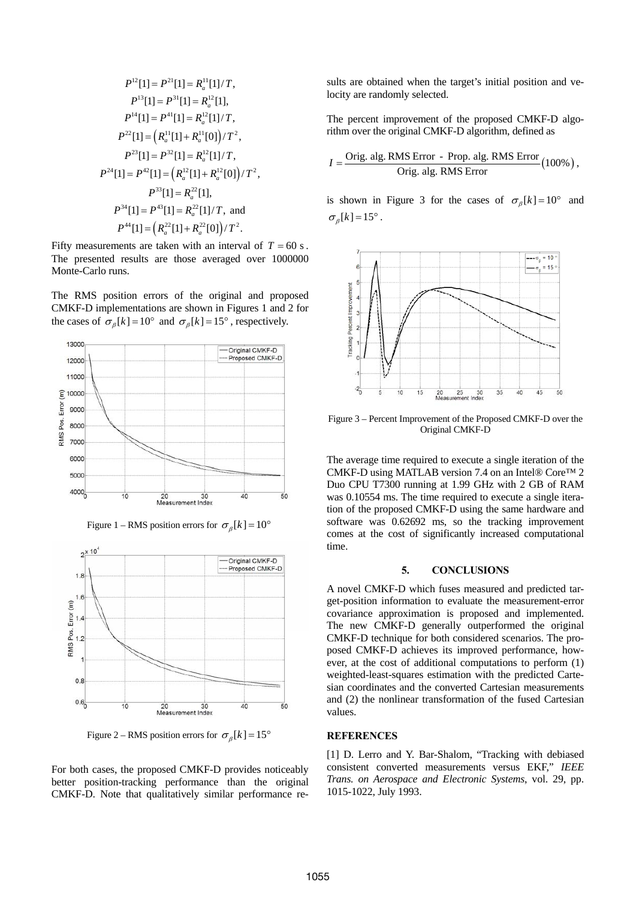$$P^{12}[1] = P^{21}[1] = R_a^{11}[1]/T,$$
$$P^{13}[1] = P^{31}[1] = R_a^{12}[1],$$
$$P^{14}[1] = P^{41}[1] = R_a^{12}[1]/T,$$
$$P^{22}[1] = \left(R_a^{11}[1] + R_a^{11}[0]\right)/T^2,$$
$$P^{23}[1] = P^{32}[1] = R_a^{12}[1]/T,$$
$$P^{24}[1] = P^{42}[1] = \left(R_a^{12}[1] + R_a^{12}[0]\right)/T^2,$$
$$P^{33}[1] = R_a^{22}[1],$$
$$P^{34}[1] = P^{43}[1] = R_a^{22}[1]/T, \text{ and}$$
$$P^{44}[1] = \left(R_a^{22}[1] + R_a^{22}[0]\right)/T^2.$$

Fifty measurements are taken with an interval of $T = 60$ s. The presented results are those averaged over 1000000 Monte-Carlo runs.

The RMS position errors of the original and proposed CMKF-D implementations are shown in Figures 1 and 2 for the cases of $\sigma_\beta[k] = 10°$ and $\sigma_\beta[k] = 15°$, respectively.

Figure 1 – RMS position errors for $\sigma_\beta[k] = 10°$

Figure 2 – RMS position errors for $\sigma_\beta[k] = 15°$

For both cases, the proposed CMKF-D provides noticeably better position-tracking performance than the original CMKF-D. Note that qualitatively similar performance results are obtained when the target's initial position and velocity are randomly selected.

The percent improvement of the proposed CMKF-D algorithm over the original CMKF-D algorithm, defined as

$$I = \frac{\text{Orig. alg. RMS Error - Prop. alg. RMS Error}}{\text{Orig. alg. RMS Error}}\left(100\%\right),$$

is shown in Figure 3 for the cases of $\sigma_\beta[k] = 10°$ and $\sigma_\beta[k] = 15°$.

Figure 3 – Percent Improvement of the Proposed CMKF-D over the Original CMKF-D

The average time required to execute a single iteration of the CMKF-D using MATLAB version 7.4 on an Intel® Core™ 2 Duo CPU T7300 running at 1.99 GHz with 2 GB of RAM was 0.10554 ms. The time required to execute a single iteration of the proposed CMKF-D using the same hardware and software was 0.62692 ms, so the tracking improvement comes at the cost of significantly increased computational time.

## 5. CONCLUSIONS

A novel CMKF-D which fuses measured and predicted target-position information to evaluate the measurement-error covariance approximation is proposed and implemented. The new CMKF-D generally outperformed the original CMKF-D technique for both considered scenarios. The proposed CMKF-D achieves its improved performance, however, at the cost of additional computations to perform (1) weighted-least-squares estimation with the predicted Cartesian coordinates and the converted Cartesian measurements and (2) the nonlinear transformation of the fused Cartesian values.

## REFERENCES

[1] D. Lerro and Y. Bar-Shalom, "Tracking with debiased consistent converted measurements versus EKF," *IEEE Trans. on Aerospace and Electronic Systems*, vol. 29, pp. 1015-1022, July 1993.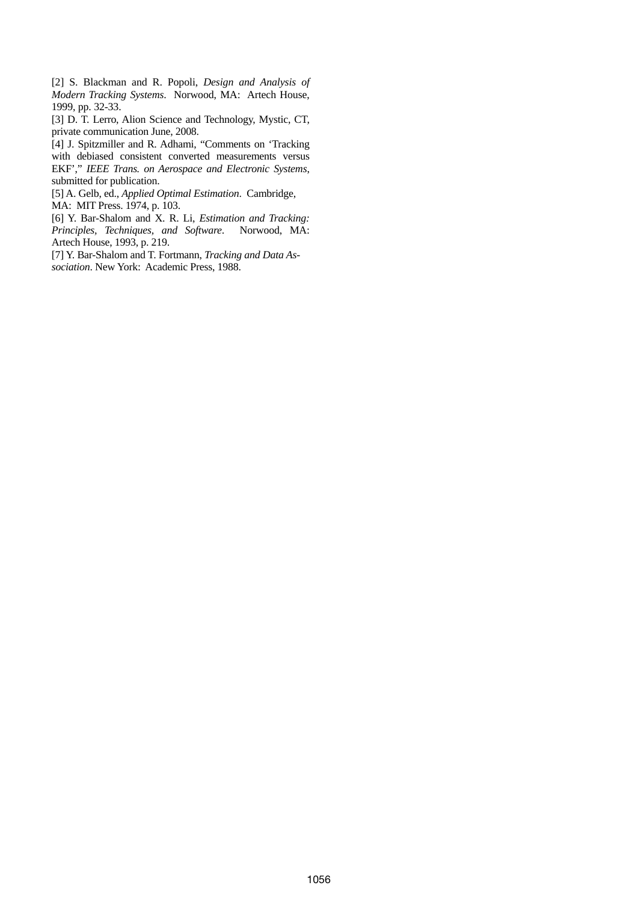[2] S. Blackman and R. Popoli, *Design and Analysis of Modern Tracking Systems*. Norwood, MA: Artech House, 1999, pp. 32-33.

[3] D. T. Lerro, Alion Science and Technology, Mystic, CT, private communication June, 2008.

[4] J. Spitzmiller and R. Adhami, "Comments on 'Tracking with debiased consistent converted measurements versus EKF'," *IEEE Trans. on Aerospace and Electronic Systems*, submitted for publication.

[5] A. Gelb, ed., *Applied Optimal Estimation*. Cambridge, MA: MIT Press. 1974, p. 103.

[6] Y. Bar-Shalom and X. R. Li, *Estimation and Tracking: Principles, Techniques, and Software*. Norwood, MA: Artech House, 1993, p. 219.

[7] Y. Bar-Shalom and T. Fortmann, *Tracking and Data Association*. New York: Academic Press, 1988.